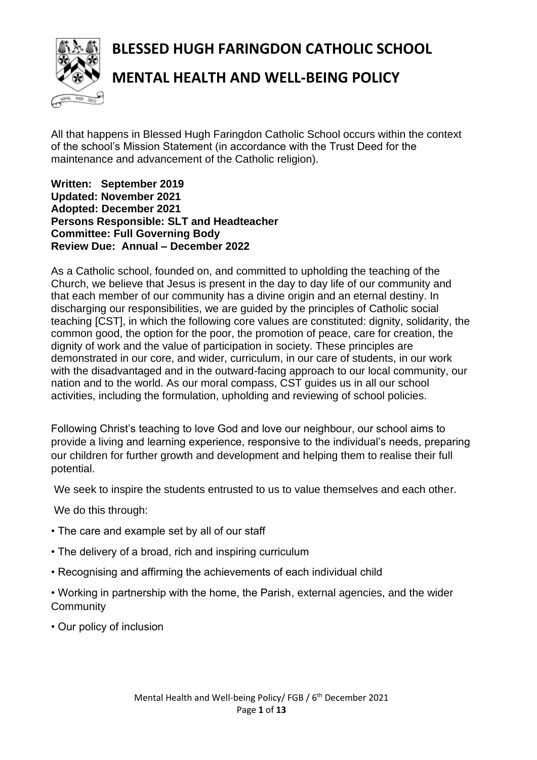# BLESSED HUGH FARINGDON CATHOLIC SCHOOL

# MENTAL HEALTH AND WELL-BEING POLICY

All that happens in Blessed Hugh Faringdon Catholic School occurs within the context of the school's Mission Statement (in accordance with the Trust Deed for the maintenance and advancement of the Catholic religion).

**Written: September 2019**
**Updated: November 2021**
**Adopted: December 2021**
**Persons Responsible: SLT and Headteacher**
**Committee: Full Governing Body**
**Review Due: Annual – December 2022**

As a Catholic school, founded on, and committed to upholding the teaching of the Church, we believe that Jesus is present in the day to day life of our community and that each member of our community has a divine origin and an eternal destiny. In discharging our responsibilities, we are guided by the principles of Catholic social teaching [CST], in which the following core values are constituted: dignity, solidarity, the common good, the option for the poor, the promotion of peace, care for creation, the dignity of work and the value of participation in society. These principles are demonstrated in our core, and wider, curriculum, in our care of students, in our work with the disadvantaged and in the outward-facing approach to our local community, our nation and to the world. As our moral compass, CST guides us in all our school activities, including the formulation, upholding and reviewing of school policies.

Following Christ's teaching to love God and love our neighbour, our school aims to provide a living and learning experience, responsive to the individual's needs, preparing our children for further growth and development and helping them to realise their full potential.

We seek to inspire the students entrusted to us to value themselves and each other.

We do this through:

- The care and example set by all of our staff
- The delivery of a broad, rich and inspiring curriculum
- Recognising and affirming the achievements of each individual child
- Working in partnership with the home, the Parish, external agencies, and the wider Community
- Our policy of inclusion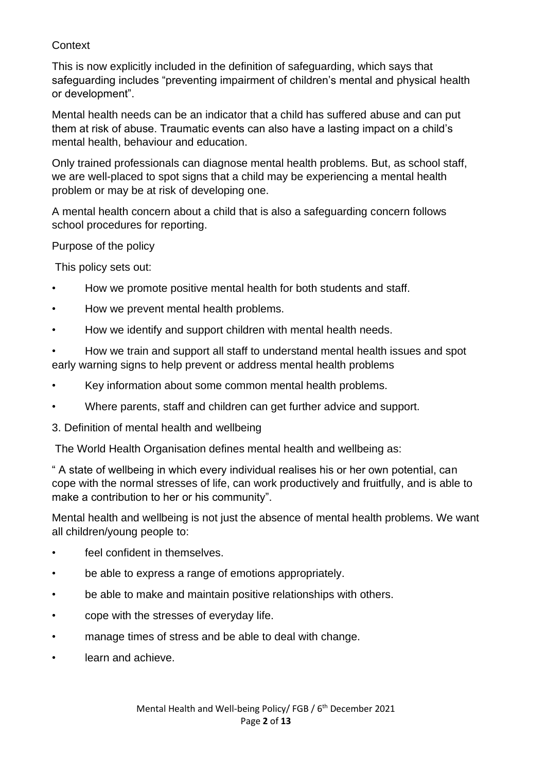Context

This is now explicitly included in the definition of safeguarding, which says that safeguarding includes "preventing impairment of children's mental and physical health or development".

Mental health needs can be an indicator that a child has suffered abuse and can put them at risk of abuse. Traumatic events can also have a lasting impact on a child's mental health, behaviour and education.

Only trained professionals can diagnose mental health problems. But, as school staff, we are well-placed to spot signs that a child may be experiencing a mental health problem or may be at risk of developing one.

A mental health concern about a child that is also a safeguarding concern follows school procedures for reporting.

Purpose of the policy

This policy sets out:

- How we promote positive mental health for both students and staff.
- How we prevent mental health problems.
- How we identify and support children with mental health needs.
- How we train and support all staff to understand mental health issues and spot early warning signs to help prevent or address mental health problems
- Key information about some common mental health problems.
- Where parents, staff and children can get further advice and support.

3. Definition of mental health and wellbeing

The World Health Organisation defines mental health and wellbeing as:

" A state of wellbeing in which every individual realises his or her own potential, can cope with the normal stresses of life, can work productively and fruitfully, and is able to make a contribution to her or his community".

Mental health and wellbeing is not just the absence of mental health problems. We want all children/young people to:

- feel confident in themselves.
- be able to express a range of emotions appropriately.
- be able to make and maintain positive relationships with others.
- cope with the stresses of everyday life.
- manage times of stress and be able to deal with change.
- learn and achieve.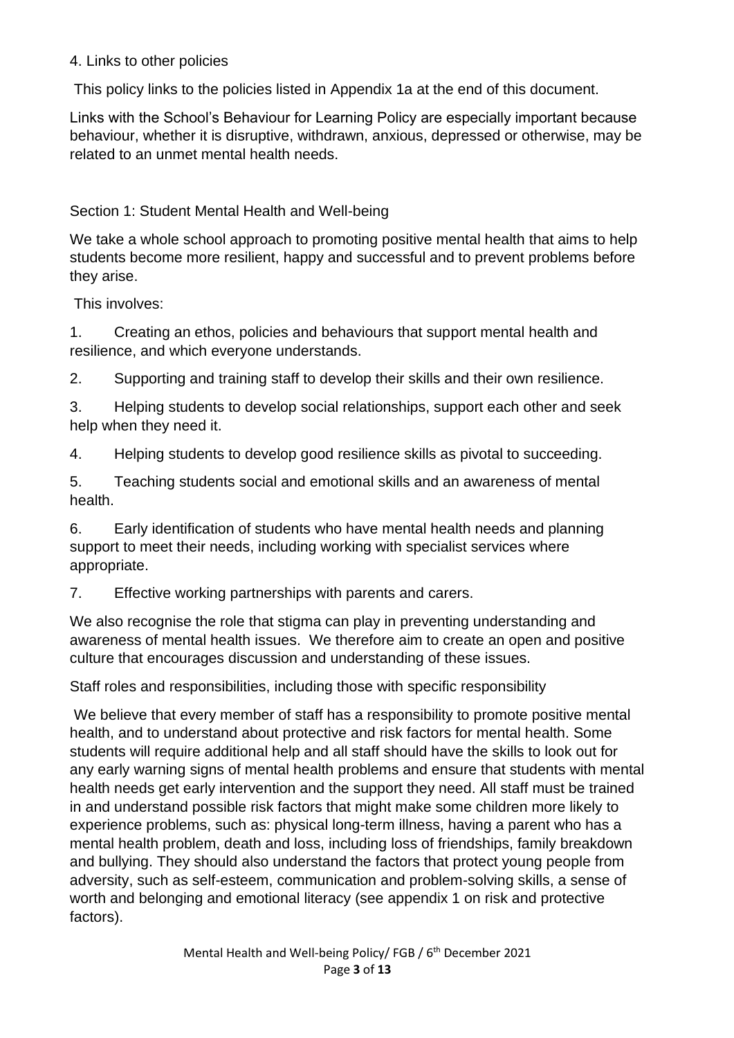## 4. Links to other policies

This policy links to the policies listed in Appendix 1a at the end of this document.

Links with the School's Behaviour for Learning Policy are especially important because behaviour, whether it is disruptive, withdrawn, anxious, depressed or otherwise, may be related to an unmet mental health needs.

## Section 1: Student Mental Health and Well-being

We take a whole school approach to promoting positive mental health that aims to help students become more resilient, happy and successful and to prevent problems before they arise.

This involves:

1. Creating an ethos, policies and behaviours that support mental health and resilience, and which everyone understands.
2. Supporting and training staff to develop their skills and their own resilience.
3. Helping students to develop social relationships, support each other and seek help when they need it.
4. Helping students to develop good resilience skills as pivotal to succeeding.
5. Teaching students social and emotional skills and an awareness of mental health.
6. Early identification of students who have mental health needs and planning support to meet their needs, including working with specialist services where appropriate.
7. Effective working partnerships with parents and carers.

We also recognise the role that stigma can play in preventing understanding and awareness of mental health issues. We therefore aim to create an open and positive culture that encourages discussion and understanding of these issues.

### Staff roles and responsibilities, including those with specific responsibility

We believe that every member of staff has a responsibility to promote positive mental health, and to understand about protective and risk factors for mental health. Some students will require additional help and all staff should have the skills to look out for any early warning signs of mental health problems and ensure that students with mental health needs get early intervention and the support they need. All staff must be trained in and understand possible risk factors that might make some children more likely to experience problems, such as: physical long-term illness, having a parent who has a mental health problem, death and loss, including loss of friendships, family breakdown and bullying. They should also understand the factors that protect young people from adversity, such as self-esteem, communication and problem-solving skills, a sense of worth and belonging and emotional literacy (see appendix 1 on risk and protective factors).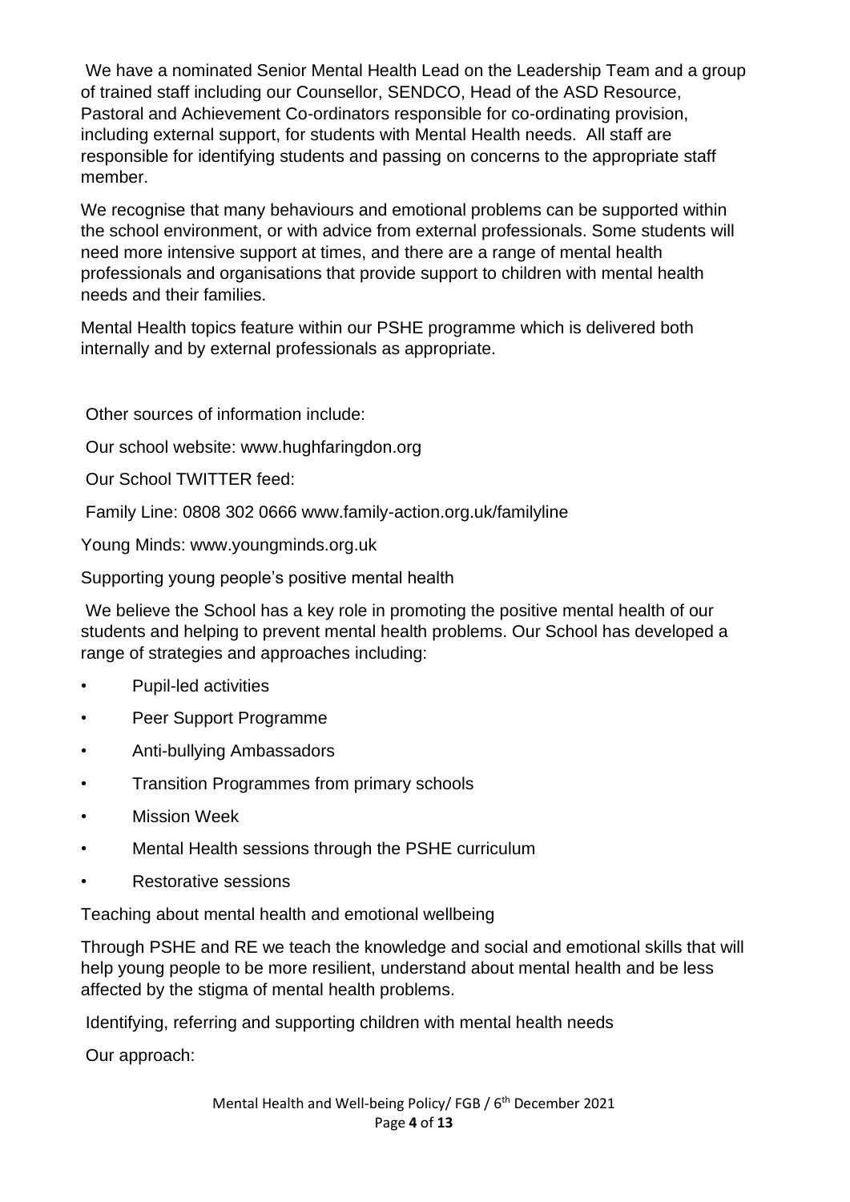We have a nominated Senior Mental Health Lead on the Leadership Team and a group of trained staff including our Counsellor, SENDCO, Head of the ASD Resource, Pastoral and Achievement Co-ordinators responsible for co-ordinating provision, including external support, for students with Mental Health needs. All staff are responsible for identifying students and passing on concerns to the appropriate staff member.

We recognise that many behaviours and emotional problems can be supported within the school environment, or with advice from external professionals. Some students will need more intensive support at times, and there are a range of mental health professionals and organisations that provide support to children with mental health needs and their families.

Mental Health topics feature within our PSHE programme which is delivered both internally and by external professionals as appropriate.

Other sources of information include:

Our school website: www.hughfaringdon.org

Our School TWITTER feed:

Family Line: 0808 302 0666 www.family-action.org.uk/familyline

Young Minds: www.youngminds.org.uk

## Supporting young people's positive mental health

We believe the School has a key role in promoting the positive mental health of our students and helping to prevent mental health problems. Our School has developed a range of strategies and approaches including:

- Pupil-led activities
- Peer Support Programme
- Anti-bullying Ambassadors
- Transition Programmes from primary schools
- Mission Week
- Mental Health sessions through the PSHE curriculum
- Restorative sessions

## Teaching about mental health and emotional wellbeing

Through PSHE and RE we teach the knowledge and social and emotional skills that will help young people to be more resilient, understand about mental health and be less affected by the stigma of mental health problems.

## Identifying, referring and supporting children with mental health needs

Our approach: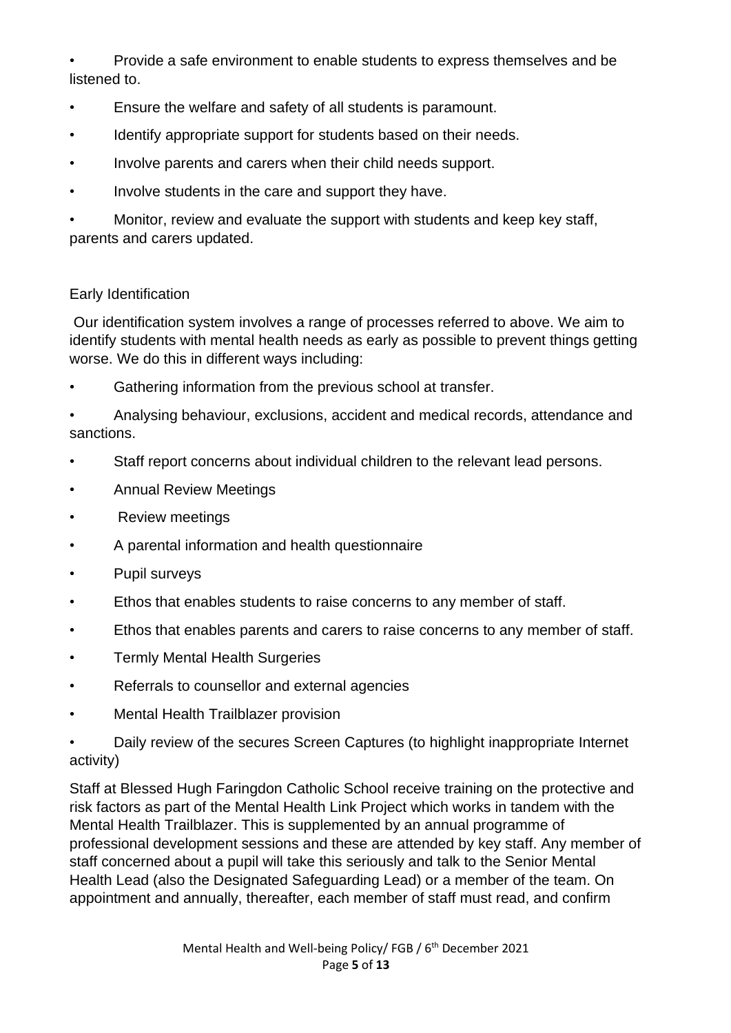- Provide a safe environment to enable students to express themselves and be listened to.
- Ensure the welfare and safety of all students is paramount.
- Identify appropriate support for students based on their needs.
- Involve parents and carers when their child needs support.
- Involve students in the care and support they have.
- Monitor, review and evaluate the support with students and keep key staff, parents and carers updated.

## Early Identification

Our identification system involves a range of processes referred to above. We aim to identify students with mental health needs as early as possible to prevent things getting worse. We do this in different ways including:

- Gathering information from the previous school at transfer.
- Analysing behaviour, exclusions, accident and medical records, attendance and sanctions.
- Staff report concerns about individual children to the relevant lead persons.
- Annual Review Meetings
- Review meetings
- A parental information and health questionnaire
- Pupil surveys
- Ethos that enables students to raise concerns to any member of staff.
- Ethos that enables parents and carers to raise concerns to any member of staff.
- Termly Mental Health Surgeries
- Referrals to counsellor and external agencies
- Mental Health Trailblazer provision
- Daily review of the secures Screen Captures (to highlight inappropriate Internet activity)

Staff at Blessed Hugh Faringdon Catholic School receive training on the protective and risk factors as part of the Mental Health Link Project which works in tandem with the Mental Health Trailblazer. This is supplemented by an annual programme of professional development sessions and these are attended by key staff. Any member of staff concerned about a pupil will take this seriously and talk to the Senior Mental Health Lead (also the Designated Safeguarding Lead) or a member of the team. On appointment and annually, thereafter, each member of staff must read, and confirm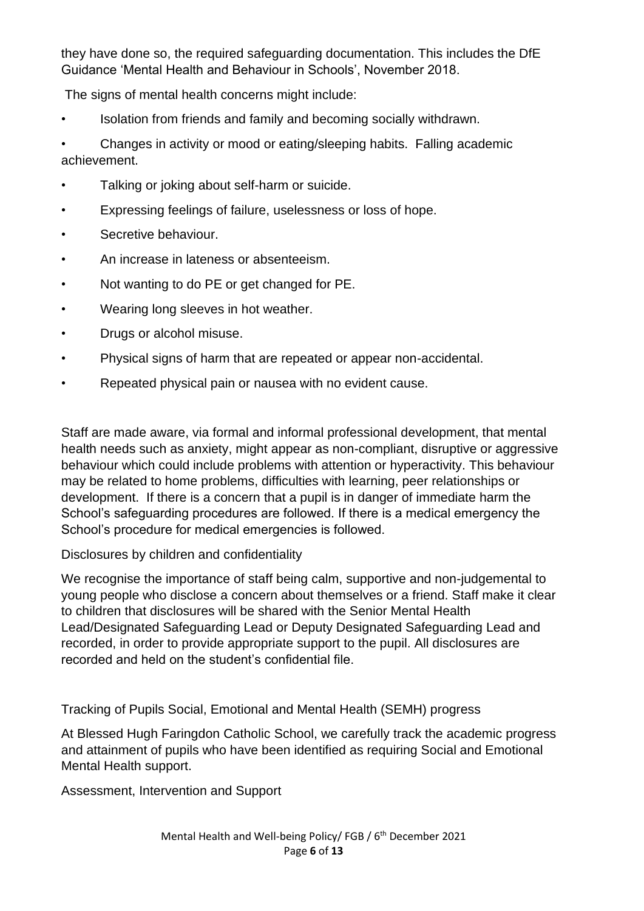they have done so, the required safeguarding documentation. This includes the DfE Guidance 'Mental Health and Behaviour in Schools', November 2018.

The signs of mental health concerns might include:

- Isolation from friends and family and becoming socially withdrawn.
- Changes in activity or mood or eating/sleeping habits. Falling academic achievement.
- Talking or joking about self-harm or suicide.
- Expressing feelings of failure, uselessness or loss of hope.
- Secretive behaviour.
- An increase in lateness or absenteeism.
- Not wanting to do PE or get changed for PE.
- Wearing long sleeves in hot weather.
- Drugs or alcohol misuse.
- Physical signs of harm that are repeated or appear non-accidental.
- Repeated physical pain or nausea with no evident cause.

Staff are made aware, via formal and informal professional development, that mental health needs such as anxiety, might appear as non-compliant, disruptive or aggressive behaviour which could include problems with attention or hyperactivity. This behaviour may be related to home problems, difficulties with learning, peer relationships or development. If there is a concern that a pupil is in danger of immediate harm the School's safeguarding procedures are followed. If there is a medical emergency the School's procedure for medical emergencies is followed.

## Disclosures by children and confidentiality

We recognise the importance of staff being calm, supportive and non-judgemental to young people who disclose a concern about themselves or a friend. Staff make it clear to children that disclosures will be shared with the Senior Mental Health Lead/Designated Safeguarding Lead or Deputy Designated Safeguarding Lead and recorded, in order to provide appropriate support to the pupil. All disclosures are recorded and held on the student's confidential file.

## Tracking of Pupils Social, Emotional and Mental Health (SEMH) progress

At Blessed Hugh Faringdon Catholic School, we carefully track the academic progress and attainment of pupils who have been identified as requiring Social and Emotional Mental Health support.

## Assessment, Intervention and Support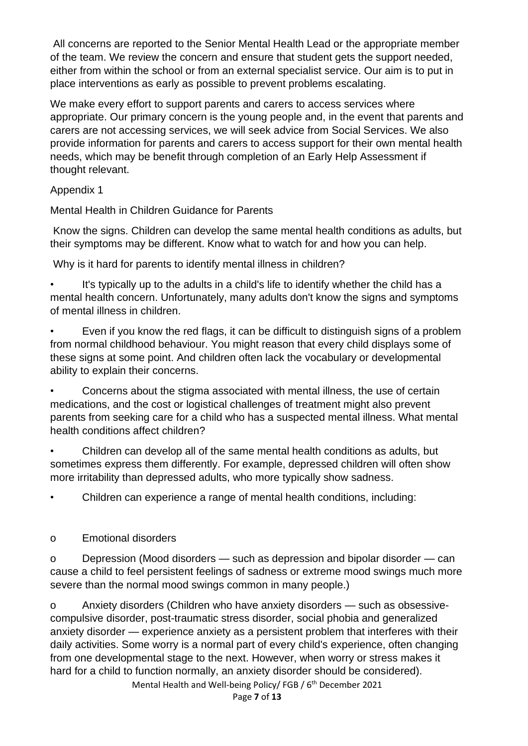All concerns are reported to the Senior Mental Health Lead or the appropriate member of the team. We review the concern and ensure that student gets the support needed, either from within the school or from an external specialist service. Our aim is to put in place interventions as early as possible to prevent problems escalating.

We make every effort to support parents and carers to access services where appropriate. Our primary concern is the young people and, in the event that parents and carers are not accessing services, we will seek advice from Social Services. We also provide information for parents and carers to access support for their own mental health needs, which may be benefit through completion of an Early Help Assessment if thought relevant.

## Appendix 1

### Mental Health in Children Guidance for Parents

Know the signs. Children can develop the same mental health conditions as adults, but their symptoms may be different. Know what to watch for and how you can help.

Why is it hard for parents to identify mental illness in children?

- It's typically up to the adults in a child's life to identify whether the child has a mental health concern. Unfortunately, many adults don't know the signs and symptoms of mental illness in children.
- Even if you know the red flags, it can be difficult to distinguish signs of a problem from normal childhood behaviour. You might reason that every child displays some of these signs at some point. And children often lack the vocabulary or developmental ability to explain their concerns.
- Concerns about the stigma associated with mental illness, the use of certain medications, and the cost or logistical challenges of treatment might also prevent parents from seeking care for a child who has a suspected mental illness. What mental health conditions affect children?
- Children can develop all of the same mental health conditions as adults, but sometimes express them differently. For example, depressed children will often show more irritability than depressed adults, who more typically show sadness.
- Children can experience a range of mental health conditions, including:
  - Emotional disorders
  - Depression (Mood disorders — such as depression and bipolar disorder — can cause a child to feel persistent feelings of sadness or extreme mood swings much more severe than the normal mood swings common in many people.)
  - Anxiety disorders (Children who have anxiety disorders — such as obsessive-compulsive disorder, post-traumatic stress disorder, social phobia and generalized anxiety disorder — experience anxiety as a persistent problem that interferes with their daily activities. Some worry is a normal part of every child's experience, often changing from one developmental stage to the next. However, when worry or stress makes it hard for a child to function normally, an anxiety disorder should be considered).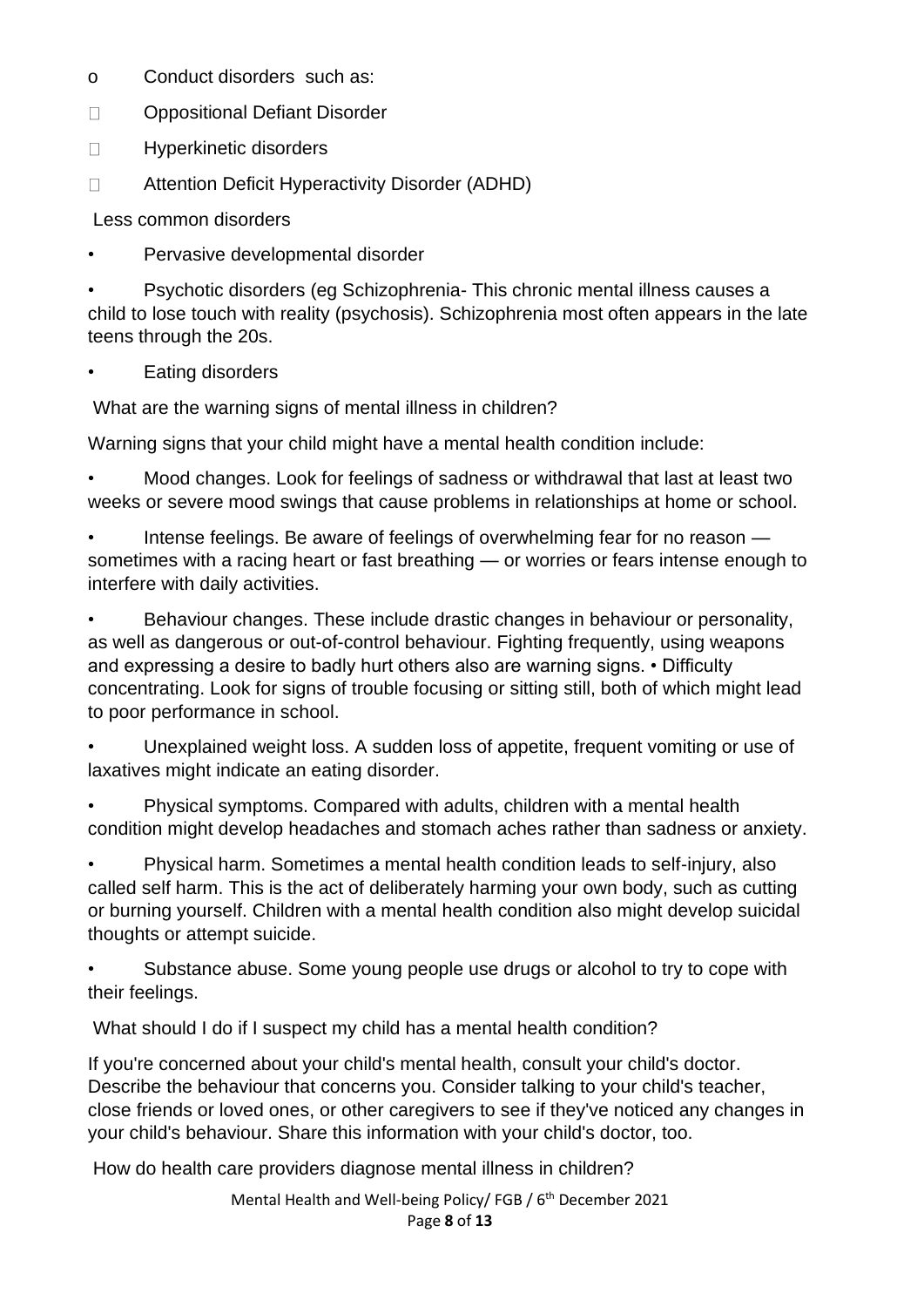- Conduct disorders such as:
  - Oppositional Defiant Disorder
  - Hyperkinetic disorders
  - Attention Deficit Hyperactivity Disorder (ADHD)

Less common disorders

- Pervasive developmental disorder
- Psychotic disorders (eg Schizophrenia- This chronic mental illness causes a child to lose touch with reality (psychosis). Schizophrenia most often appears in the late teens through the 20s.
- Eating disorders

What are the warning signs of mental illness in children?

Warning signs that your child might have a mental health condition include:

- Mood changes. Look for feelings of sadness or withdrawal that last at least two weeks or severe mood swings that cause problems in relationships at home or school.
- Intense feelings. Be aware of feelings of overwhelming fear for no reason — sometimes with a racing heart or fast breathing — or worries or fears intense enough to interfere with daily activities.
- Behaviour changes. These include drastic changes in behaviour or personality, as well as dangerous or out-of-control behaviour. Fighting frequently, using weapons and expressing a desire to badly hurt others also are warning signs. • Difficulty concentrating. Look for signs of trouble focusing or sitting still, both of which might lead to poor performance in school.
- Unexplained weight loss. A sudden loss of appetite, frequent vomiting or use of laxatives might indicate an eating disorder.
- Physical symptoms. Compared with adults, children with a mental health condition might develop headaches and stomach aches rather than sadness or anxiety.
- Physical harm. Sometimes a mental health condition leads to self-injury, also called self harm. This is the act of deliberately harming your own body, such as cutting or burning yourself. Children with a mental health condition also might develop suicidal thoughts or attempt suicide.
- Substance abuse. Some young people use drugs or alcohol to try to cope with their feelings.

What should I do if I suspect my child has a mental health condition?

If you're concerned about your child's mental health, consult your child's doctor. Describe the behaviour that concerns you. Consider talking to your child's teacher, close friends or loved ones, or other caregivers to see if they've noticed any changes in your child's behaviour. Share this information with your child's doctor, too.

How do health care providers diagnose mental illness in children?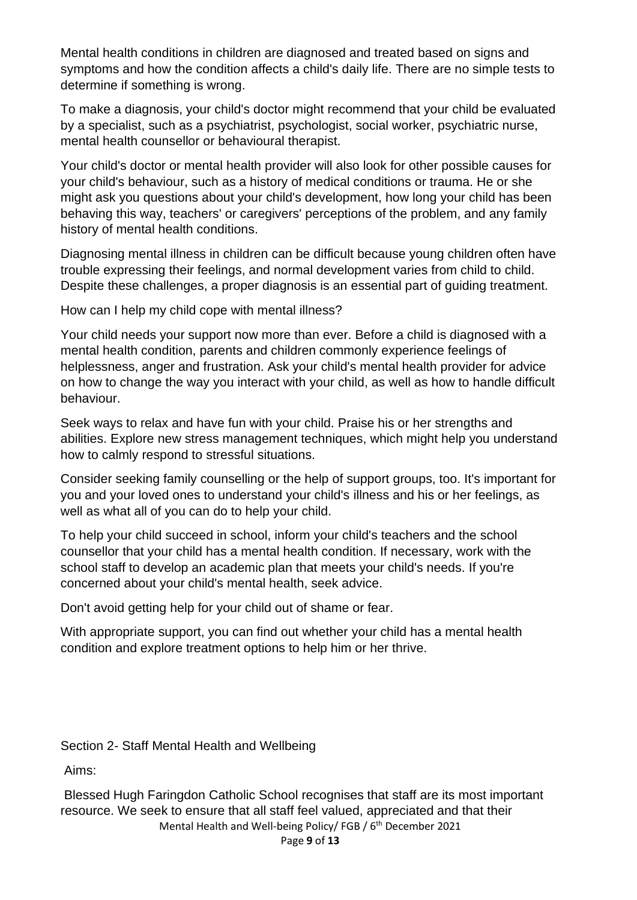Mental health conditions in children are diagnosed and treated based on signs and symptoms and how the condition affects a child's daily life. There are no simple tests to determine if something is wrong.

To make a diagnosis, your child's doctor might recommend that your child be evaluated by a specialist, such as a psychiatrist, psychologist, social worker, psychiatric nurse, mental health counsellor or behavioural therapist.

Your child's doctor or mental health provider will also look for other possible causes for your child's behaviour, such as a history of medical conditions or trauma. He or she might ask you questions about your child's development, how long your child has been behaving this way, teachers' or caregivers' perceptions of the problem, and any family history of mental health conditions.

Diagnosing mental illness in children can be difficult because young children often have trouble expressing their feelings, and normal development varies from child to child. Despite these challenges, a proper diagnosis is an essential part of guiding treatment.

How can I help my child cope with mental illness?

Your child needs your support now more than ever. Before a child is diagnosed with a mental health condition, parents and children commonly experience feelings of helplessness, anger and frustration. Ask your child's mental health provider for advice on how to change the way you interact with your child, as well as how to handle difficult behaviour.

Seek ways to relax and have fun with your child. Praise his or her strengths and abilities. Explore new stress management techniques, which might help you understand how to calmly respond to stressful situations.

Consider seeking family counselling or the help of support groups, too. It's important for you and your loved ones to understand your child's illness and his or her feelings, as well as what all of you can do to help your child.

To help your child succeed in school, inform your child's teachers and the school counsellor that your child has a mental health condition. If necessary, work with the school staff to develop an academic plan that meets your child's needs. If you're concerned about your child's mental health, seek advice.

Don't avoid getting help for your child out of shame or fear.

With appropriate support, you can find out whether your child has a mental health condition and explore treatment options to help him or her thrive.

## Section 2- Staff Mental Health and Wellbeing

Aims:

Blessed Hugh Faringdon Catholic School recognises that staff are its most important resource. We seek to ensure that all staff feel valued, appreciated and that their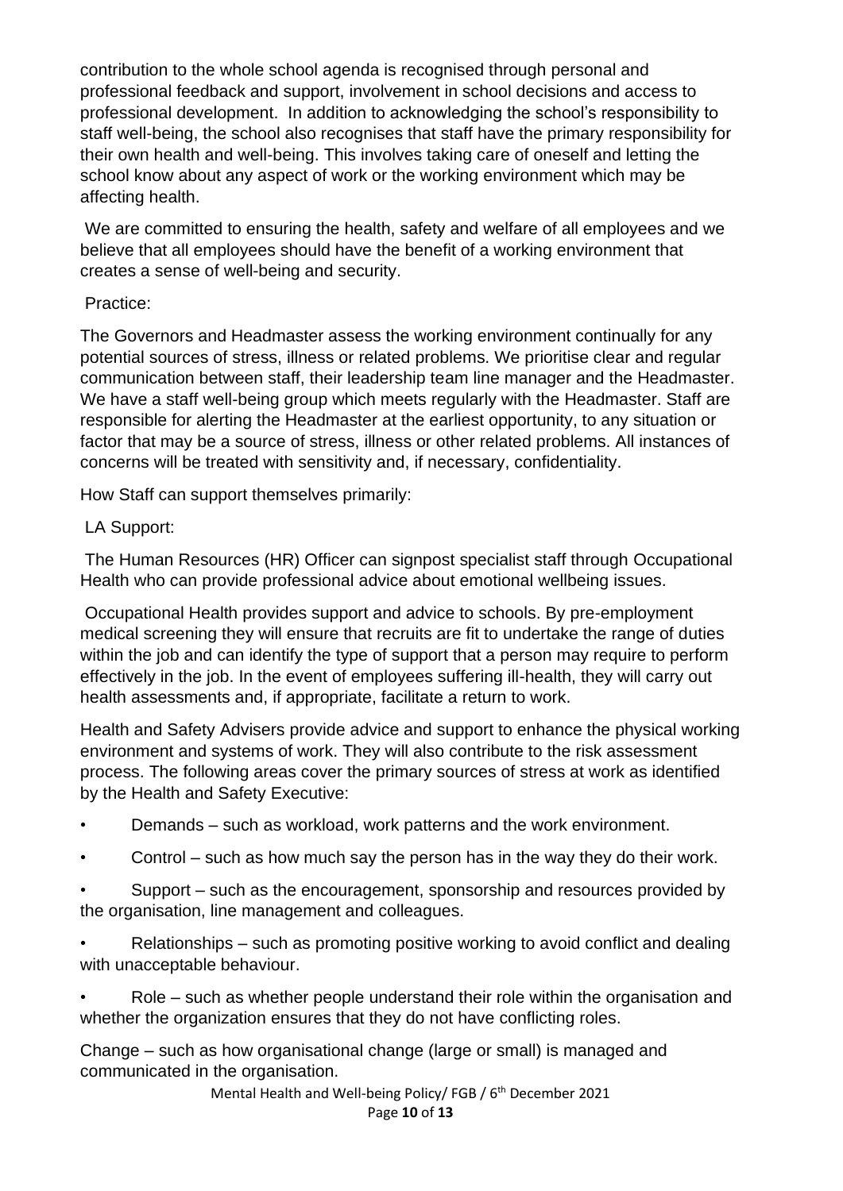contribution to the whole school agenda is recognised through personal and professional feedback and support, involvement in school decisions and access to professional development. In addition to acknowledging the school's responsibility to staff well-being, the school also recognises that staff have the primary responsibility for their own health and well-being. This involves taking care of oneself and letting the school know about any aspect of work or the working environment which may be affecting health.

We are committed to ensuring the health, safety and welfare of all employees and we believe that all employees should have the benefit of a working environment that creates a sense of well-being and security.

Practice:

The Governors and Headmaster assess the working environment continually for any potential sources of stress, illness or related problems. We prioritise clear and regular communication between staff, their leadership team line manager and the Headmaster. We have a staff well-being group which meets regularly with the Headmaster. Staff are responsible for alerting the Headmaster at the earliest opportunity, to any situation or factor that may be a source of stress, illness or other related problems. All instances of concerns will be treated with sensitivity and, if necessary, confidentiality.

How Staff can support themselves primarily:

LA Support:

The Human Resources (HR) Officer can signpost specialist staff through Occupational Health who can provide professional advice about emotional wellbeing issues.

Occupational Health provides support and advice to schools. By pre-employment medical screening they will ensure that recruits are fit to undertake the range of duties within the job and can identify the type of support that a person may require to perform effectively in the job. In the event of employees suffering ill-health, they will carry out health assessments and, if appropriate, facilitate a return to work.

Health and Safety Advisers provide advice and support to enhance the physical working environment and systems of work. They will also contribute to the risk assessment process. The following areas cover the primary sources of stress at work as identified by the Health and Safety Executive:

- Demands – such as workload, work patterns and the work environment.
- Control – such as how much say the person has in the way they do their work.
- Support – such as the encouragement, sponsorship and resources provided by the organisation, line management and colleagues.
- Relationships – such as promoting positive working to avoid conflict and dealing with unacceptable behaviour.
- Role – such as whether people understand their role within the organisation and whether the organization ensures that they do not have conflicting roles.

Change – such as how organisational change (large or small) is managed and communicated in the organisation.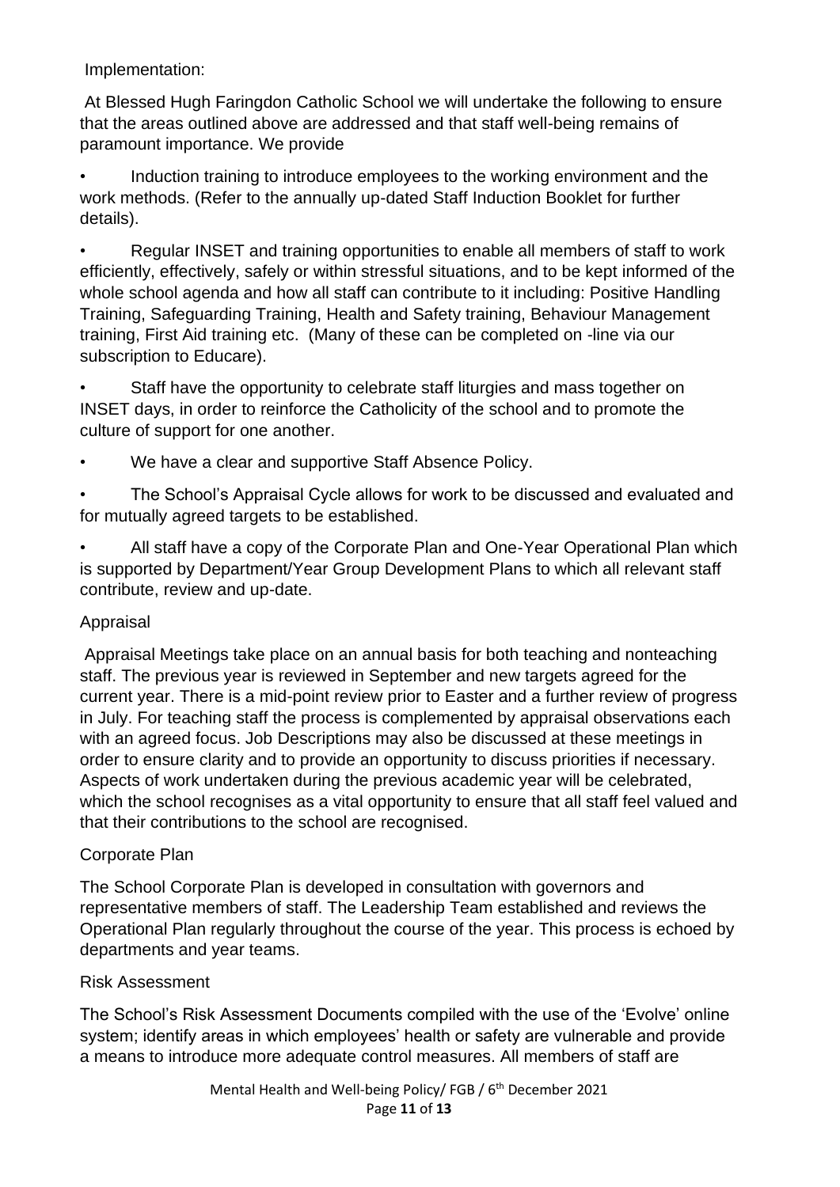Implementation:

At Blessed Hugh Faringdon Catholic School we will undertake the following to ensure that the areas outlined above are addressed and that staff well-being remains of paramount importance. We provide

- Induction training to introduce employees to the working environment and the work methods. (Refer to the annually up-dated Staff Induction Booklet for further details).
- Regular INSET and training opportunities to enable all members of staff to work efficiently, effectively, safely or within stressful situations, and to be kept informed of the whole school agenda and how all staff can contribute to it including: Positive Handling Training, Safeguarding Training, Health and Safety training, Behaviour Management training, First Aid training etc. (Many of these can be completed on -line via our subscription to Educare).
- Staff have the opportunity to celebrate staff liturgies and mass together on INSET days, in order to reinforce the Catholicity of the school and to promote the culture of support for one another.
- We have a clear and supportive Staff Absence Policy.
- The School's Appraisal Cycle allows for work to be discussed and evaluated and for mutually agreed targets to be established.
- All staff have a copy of the Corporate Plan and One-Year Operational Plan which is supported by Department/Year Group Development Plans to which all relevant staff contribute, review and up-date.

## Appraisal

Appraisal Meetings take place on an annual basis for both teaching and nonteaching staff. The previous year is reviewed in September and new targets agreed for the current year. There is a mid-point review prior to Easter and a further review of progress in July. For teaching staff the process is complemented by appraisal observations each with an agreed focus. Job Descriptions may also be discussed at these meetings in order to ensure clarity and to provide an opportunity to discuss priorities if necessary. Aspects of work undertaken during the previous academic year will be celebrated, which the school recognises as a vital opportunity to ensure that all staff feel valued and that their contributions to the school are recognised.

## Corporate Plan

The School Corporate Plan is developed in consultation with governors and representative members of staff. The Leadership Team established and reviews the Operational Plan regularly throughout the course of the year. This process is echoed by departments and year teams.

## Risk Assessment

The School's Risk Assessment Documents compiled with the use of the 'Evolve' online system; identify areas in which employees' health or safety are vulnerable and provide a means to introduce more adequate control measures. All members of staff are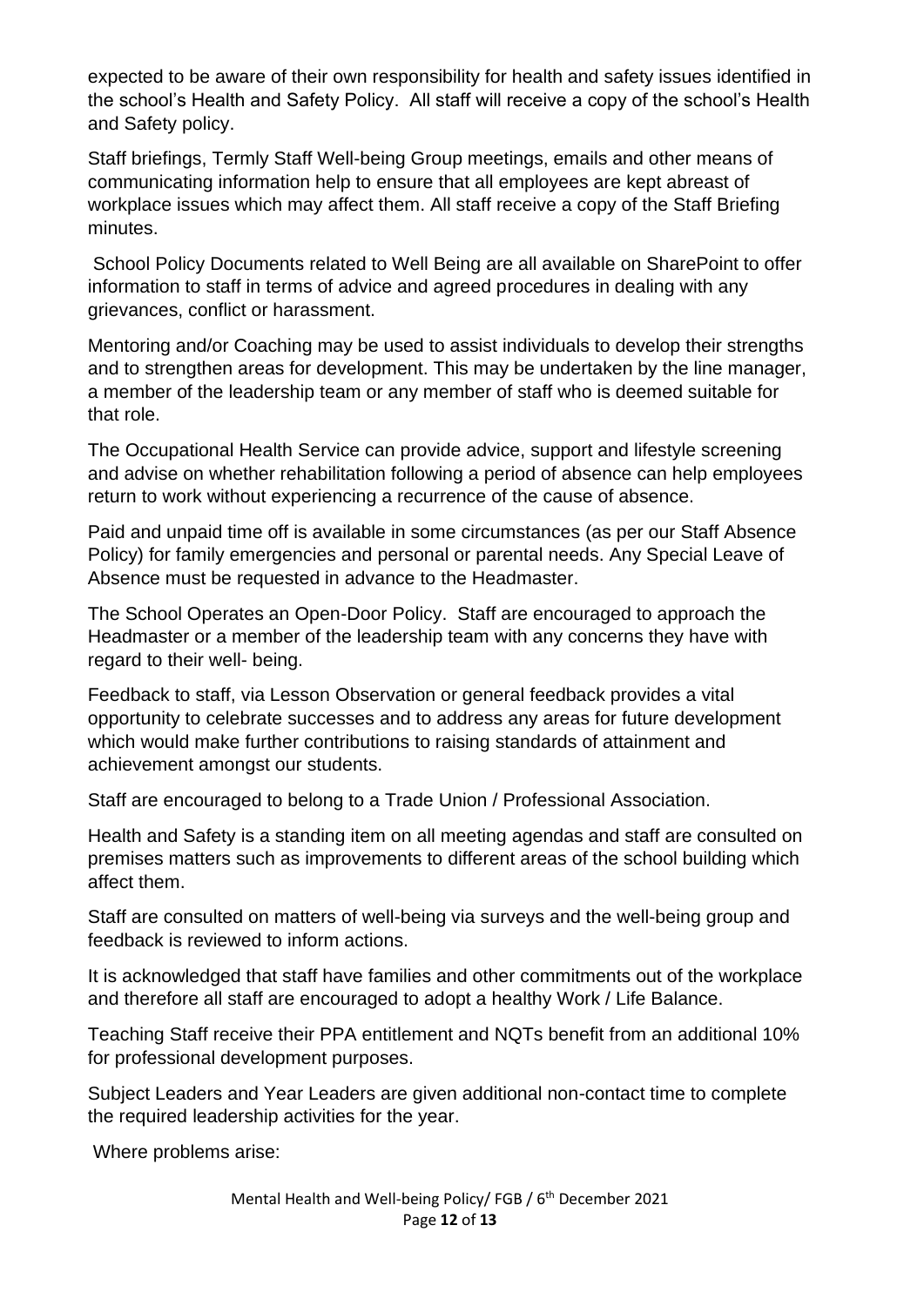expected to be aware of their own responsibility for health and safety issues identified in the school's Health and Safety Policy. All staff will receive a copy of the school's Health and Safety policy.

Staff briefings, Termly Staff Well-being Group meetings, emails and other means of communicating information help to ensure that all employees are kept abreast of workplace issues which may affect them. All staff receive a copy of the Staff Briefing minutes.

School Policy Documents related to Well Being are all available on SharePoint to offer information to staff in terms of advice and agreed procedures in dealing with any grievances, conflict or harassment.

Mentoring and/or Coaching may be used to assist individuals to develop their strengths and to strengthen areas for development. This may be undertaken by the line manager, a member of the leadership team or any member of staff who is deemed suitable for that role.

The Occupational Health Service can provide advice, support and lifestyle screening and advise on whether rehabilitation following a period of absence can help employees return to work without experiencing a recurrence of the cause of absence.

Paid and unpaid time off is available in some circumstances (as per our Staff Absence Policy) for family emergencies and personal or parental needs. Any Special Leave of Absence must be requested in advance to the Headmaster.

The School Operates an Open-Door Policy. Staff are encouraged to approach the Headmaster or a member of the leadership team with any concerns they have with regard to their well- being.

Feedback to staff, via Lesson Observation or general feedback provides a vital opportunity to celebrate successes and to address any areas for future development which would make further contributions to raising standards of attainment and achievement amongst our students.

Staff are encouraged to belong to a Trade Union / Professional Association.

Health and Safety is a standing item on all meeting agendas and staff are consulted on premises matters such as improvements to different areas of the school building which affect them.

Staff are consulted on matters of well-being via surveys and the well-being group and feedback is reviewed to inform actions.

It is acknowledged that staff have families and other commitments out of the workplace and therefore all staff are encouraged to adopt a healthy Work / Life Balance.

Teaching Staff receive their PPA entitlement and NQTs benefit from an additional 10% for professional development purposes.

Subject Leaders and Year Leaders are given additional non-contact time to complete the required leadership activities for the year.

Where problems arise: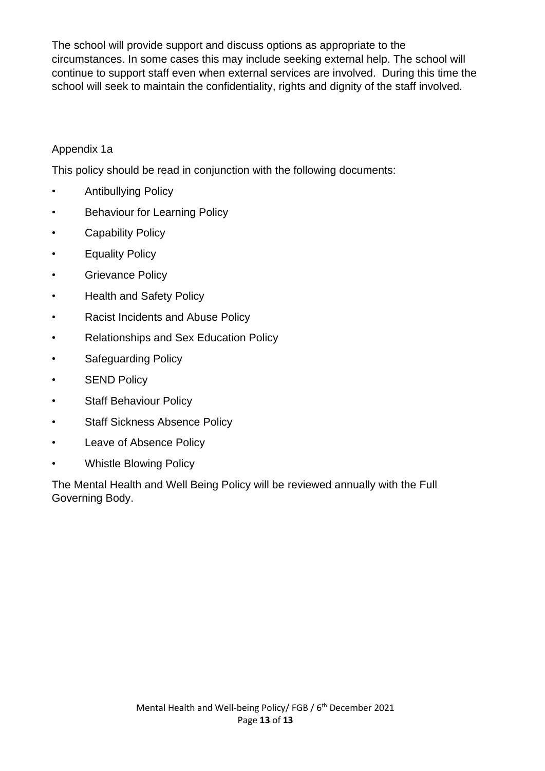The school will provide support and discuss options as appropriate to the circumstances. In some cases this may include seeking external help. The school will continue to support staff even when external services are involved. During this time the school will seek to maintain the confidentiality, rights and dignity of the staff involved.

## Appendix 1a

This policy should be read in conjunction with the following documents:

- Antibullying Policy
- Behaviour for Learning Policy
- Capability Policy
- Equality Policy
- Grievance Policy
- Health and Safety Policy
- Racist Incidents and Abuse Policy
- Relationships and Sex Education Policy
- Safeguarding Policy
- SEND Policy
- Staff Behaviour Policy
- Staff Sickness Absence Policy
- Leave of Absence Policy
- Whistle Blowing Policy

The Mental Health and Well Being Policy will be reviewed annually with the Full Governing Body.